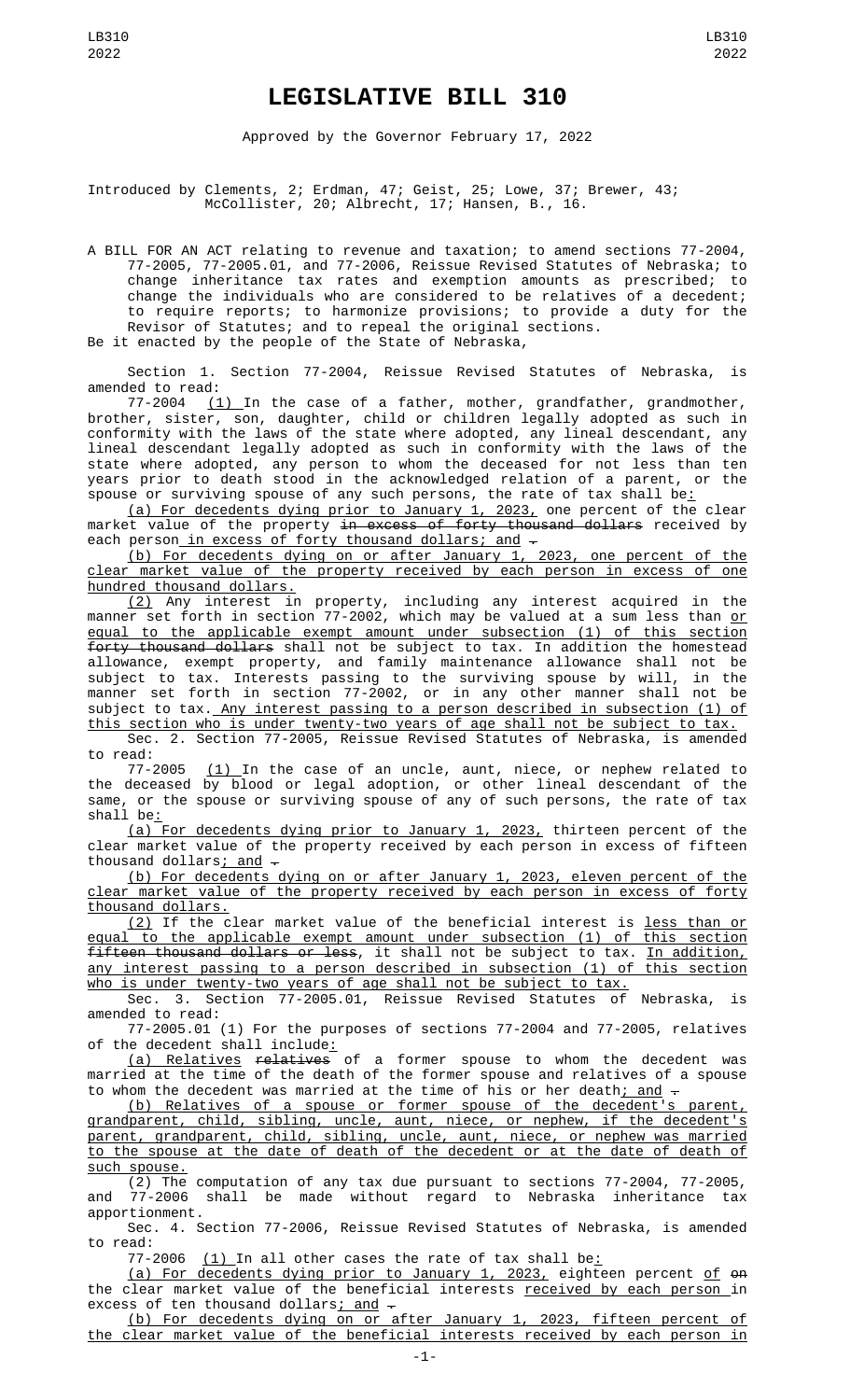# LEGISLATIVE BILL 310

Approved by the Governor February 17, 2022

Introduced by Clements, 2; Erdman, 47; Geist, 25; Lowe, 37; Brewer, 43; McCollister, 20; Albrecht, 17; Hansen, B., 16.

A BILL FOR AN ACT relating to revenue and taxation; to amend sections 77-2004, 77-2005, 77-2005.01, and 77-2006, Reissue Revised Statutes of Nebraska; to change inheritance tax rates and exemption amounts as prescribed; to change the individuals who are considered to be relatives of a decedent; to require reports; to harmonize provisions; to provide a duty for the Revisor of Statutes; and to repeal the original sections.

Be it enacted by the people of the State of Nebraska,

Section 1. Section 77-2004, Reissue Revised Statutes of Nebraska, is amended to read:

77-2004 (1) In the case of a father, mother, grandfather, grandmother, brother, sister, son, daughter, child or children legally adopted as such in conformity with the laws of the state where adopted, any lineal descendant, any lineal descendant legally adopted as such in conformity with the laws of the state where adopted, any person to whom the deceased for not less than ten years prior to death stood in the acknowledged relation of a parent, or the spouse or surviving spouse of any such persons, the rate of tax shall be:

(a) For decedents dying prior to January 1, 2023, one percent of the clear market value of the property ~~in excess of forty thousand dollars~~ received by each person in excess of forty thousand dollars; and ~~.~~

(b) For decedents dying on or after January 1, 2023, one percent of the clear market value of the property received by each person in excess of one hundred thousand dollars.

(2) Any interest in property, including any interest acquired in the manner set forth in section 77-2002, which may be valued at a sum less than or equal to the applicable exempt amount under subsection (1) of this section ~~forty thousand dollars~~ shall not be subject to tax. In addition the homestead allowance, exempt property, and family maintenance allowance shall not be subject to tax. Interests passing to the surviving spouse by will, in the manner set forth in section 77-2002, or in any other manner shall not be subject to tax. Any interest passing to a person described in subsection (1) of this section who is under twenty-two years of age shall not be subject to tax.

Sec. 2. Section 77-2005, Reissue Revised Statutes of Nebraska, is amended to read:

77-2005 (1) In the case of an uncle, aunt, niece, or nephew related to the deceased by blood or legal adoption, or other lineal descendant of the same, or the spouse or surviving spouse of any of such persons, the rate of tax shall be:

(a) For decedents dying prior to January 1, 2023, thirteen percent of the clear market value of the property received by each person in excess of fifteen thousand dollars; and ~~.~~

(b) For decedents dying on or after January 1, 2023, eleven percent of the clear market value of the property received by each person in excess of forty thousand dollars.

(2) If the clear market value of the beneficial interest is less than or equal to the applicable exempt amount under subsection (1) of this section ~~fifteen thousand dollars or less~~, it shall not be subject to tax. In addition, any interest passing to a person described in subsection (1) of this section who is under twenty-two years of age shall not be subject to tax.

Sec. 3. Section 77-2005.01, Reissue Revised Statutes of Nebraska, is amended to read:

77-2005.01 (1) For the purposes of sections 77-2004 and 77-2005, relatives of the decedent shall include:

(a) Relatives ~~relatives~~ of a former spouse to whom the decedent was married at the time of the death of the former spouse and relatives of a spouse to whom the decedent was married at the time of his or her death; and ~~.~~

(b) Relatives of a spouse or former spouse of the decedent's parent, grandparent, child, sibling, uncle, aunt, niece, or nephew, if the decedent's parent, grandparent, child, sibling, uncle, aunt, niece, or nephew was married to the spouse at the date of death of the decedent or at the date of death of such spouse.

(2) The computation of any tax due pursuant to sections 77-2004, 77-2005, and 77-2006 shall be made without regard to Nebraska inheritance tax apportionment.

Sec. 4. Section 77-2006, Reissue Revised Statutes of Nebraska, is amended to read:

77-2006 (1) In all other cases the rate of tax shall be:

(a) For decedents dying prior to January 1, 2023, eighteen percent of ~~on~~ the clear market value of the beneficial interests received by each person in excess of ten thousand dollars; and ~~.~~

(b) For decedents dying on or after January 1, 2023, fifteen percent of the clear market value of the beneficial interests received by each person in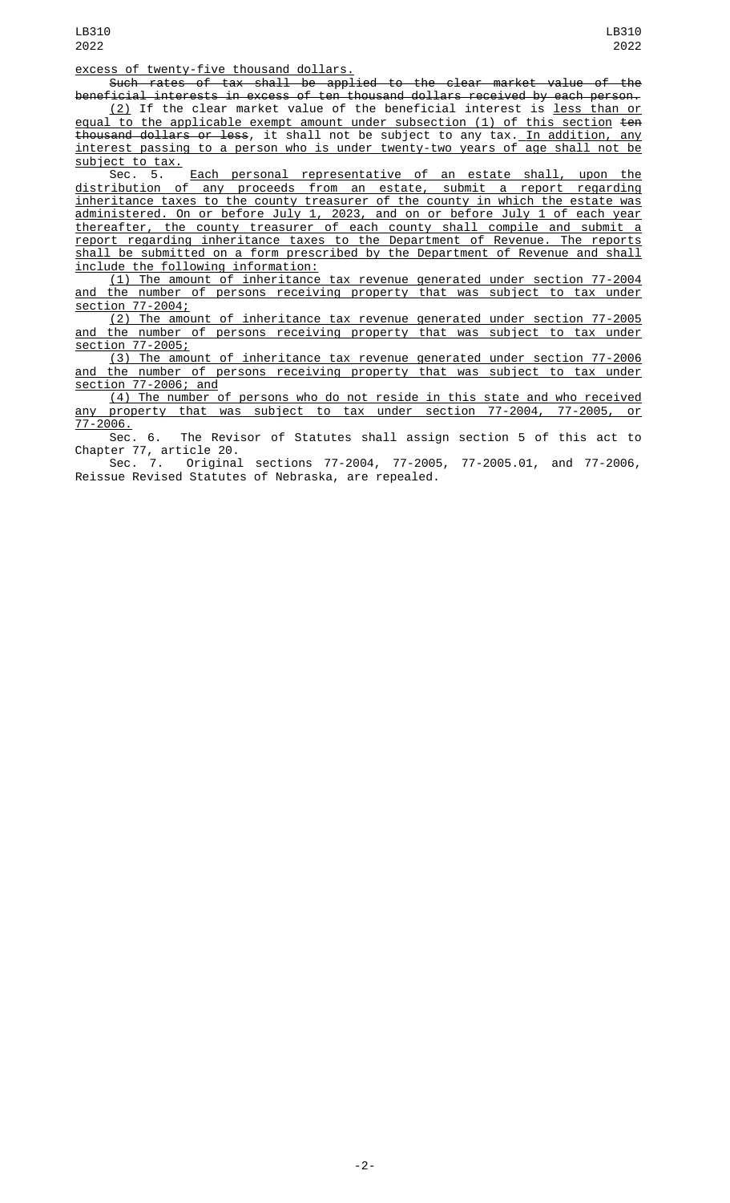excess of twenty-five thousand dollars.

~~Such rates of tax shall be applied to the clear market value of the beneficial interests in excess of ten thousand dollars received by each person.~~

(2) If the clear market value of the beneficial interest is less than or equal to the applicable exempt amount under subsection (1) of this section ~~ten thousand dollars or less~~, it shall not be subject to any tax. In addition, any interest passing to a person who is under twenty-two years of age shall not be subject to tax.

Sec. 5. Each personal representative of an estate shall, upon the distribution of any proceeds from an estate, submit a report regarding inheritance taxes to the county treasurer of the county in which the estate was administered. On or before July 1, 2023, and on or before July 1 of each year thereafter, the county treasurer of each county shall compile and submit a report regarding inheritance taxes to the Department of Revenue. The reports shall be submitted on a form prescribed by the Department of Revenue and shall include the following information:

(1) The amount of inheritance tax revenue generated under section 77-2004 and the number of persons receiving property that was subject to tax under section 77-2004;

(2) The amount of inheritance tax revenue generated under section 77-2005 and the number of persons receiving property that was subject to tax under section 77-2005;

(3) The amount of inheritance tax revenue generated under section 77-2006 and the number of persons receiving property that was subject to tax under section 77-2006; and

(4) The number of persons who do not reside in this state and who received any property that was subject to tax under section 77-2004, 77-2005, or 77-2006.

Sec. 6. The Revisor of Statutes shall assign section 5 of this act to Chapter 77, article 20.

Sec. 7. Original sections 77-2004, 77-2005, 77-2005.01, and 77-2006, Reissue Revised Statutes of Nebraska, are repealed.